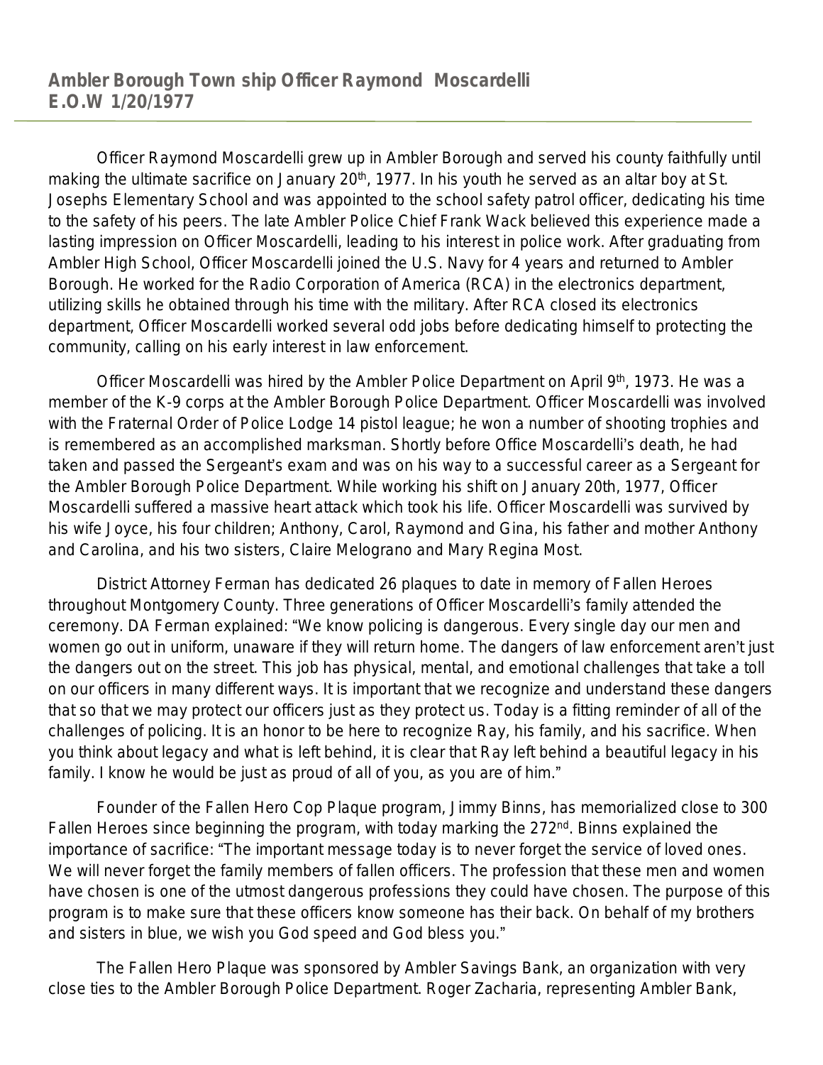## Ambler Borough Town ship Officer Raymond Moscardelli
## E.O.W 1/20/1977

Officer Raymond Moscardelli grew up in Ambler Borough and served his county faithfully until making the ultimate sacrifice on January 20th, 1977. In his youth he served as an altar boy at St. Josephs Elementary School and was appointed to the school safety patrol officer, dedicating his time to the safety of his peers. The late Ambler Police Chief Frank Wack believed this experience made a lasting impression on Officer Moscardelli, leading to his interest in police work. After graduating from Ambler High School, Officer Moscardelli joined the U.S. Navy for 4 years and returned to Ambler Borough. He worked for the Radio Corporation of America (RCA) in the electronics department, utilizing skills he obtained through his time with the military. After RCA closed its electronics department, Officer Moscardelli worked several odd jobs before dedicating himself to protecting the community, calling on his early interest in law enforcement.

Officer Moscardelli was hired by the Ambler Police Department on April 9th, 1973. He was a member of the K-9 corps at the Ambler Borough Police Department. Officer Moscardelli was involved with the Fraternal Order of Police Lodge 14 pistol league; he won a number of shooting trophies and is remembered as an accomplished marksman. Shortly before Office Moscardelli's death, he had taken and passed the Sergeant's exam and was on his way to a successful career as a Sergeant for the Ambler Borough Police Department. While working his shift on January 20th, 1977, Officer Moscardelli suffered a massive heart attack which took his life. Officer Moscardelli was survived by his wife Joyce, his four children; Anthony, Carol, Raymond and Gina, his father and mother Anthony and Carolina, and his two sisters, Claire Melograno and Mary Regina Most.

District Attorney Ferman has dedicated 26 plaques to date in memory of Fallen Heroes throughout Montgomery County. Three generations of Officer Moscardelli's family attended the ceremony. DA Ferman explained: "We know policing is dangerous. Every single day our men and women go out in uniform, unaware if they will return home. The dangers of law enforcement aren't just the dangers out on the street. This job has physical, mental, and emotional challenges that take a toll on our officers in many different ways. It is important that we recognize and understand these dangers that so that we may protect our officers just as they protect us. Today is a fitting reminder of all of the challenges of policing. It is an honor to be here to recognize Ray, his family, and his sacrifice. When you think about legacy and what is left behind, it is clear that Ray left behind a beautiful legacy in his family. I know he would be just as proud of all of you, as you are of him."

Founder of the Fallen Hero Cop Plaque program, Jimmy Binns, has memorialized close to 300 Fallen Heroes since beginning the program, with today marking the 272nd. Binns explained the importance of sacrifice: "The important message today is to never forget the service of loved ones. We will never forget the family members of fallen officers. The profession that these men and women have chosen is one of the utmost dangerous professions they could have chosen. The purpose of this program is to make sure that these officers know someone has their back. On behalf of my brothers and sisters in blue, we wish you God speed and God bless you."

The Fallen Hero Plaque was sponsored by Ambler Savings Bank, an organization with very close ties to the Ambler Borough Police Department. Roger Zacharia, representing Ambler Bank,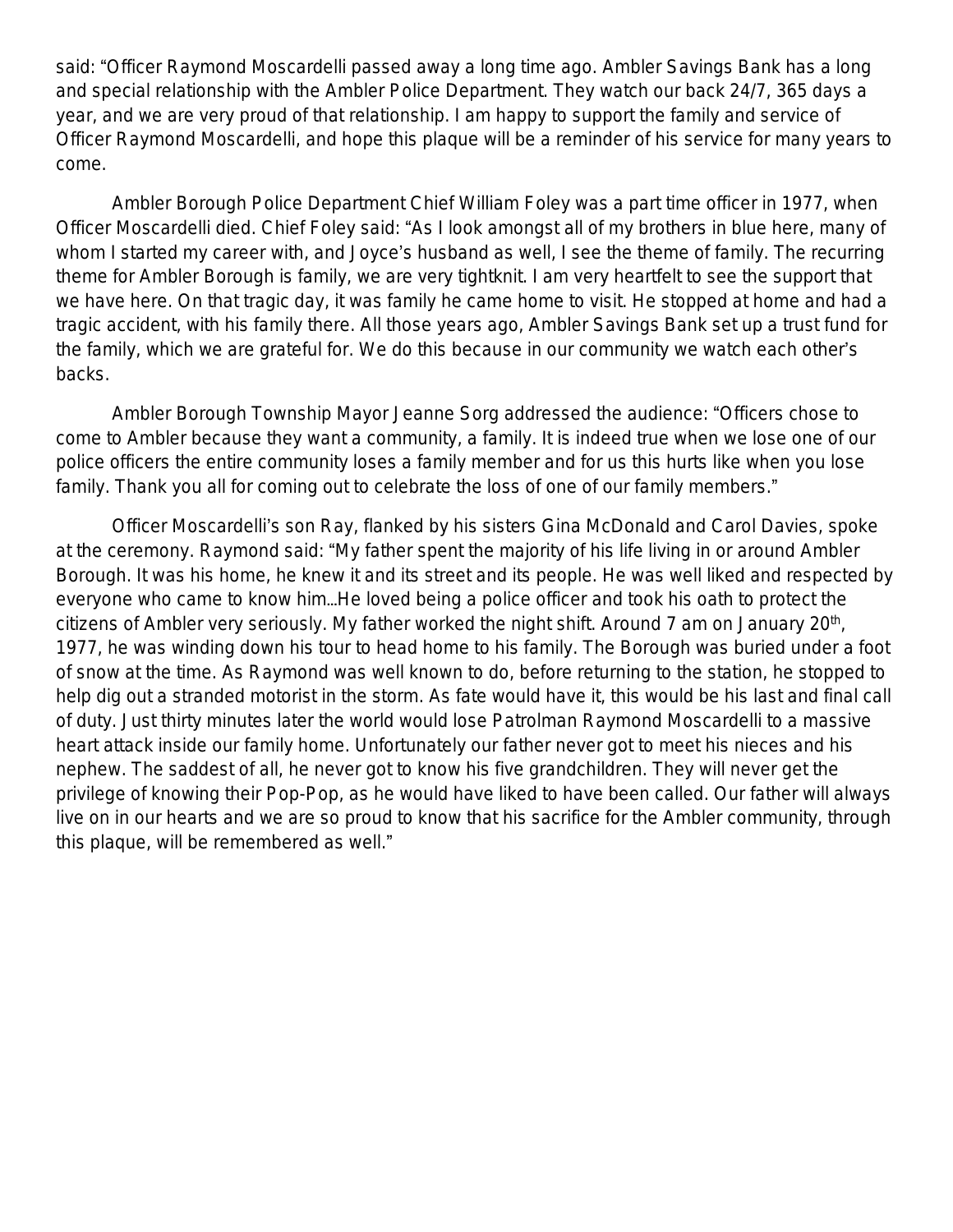said: "Officer Raymond Moscardelli passed away a long time ago. Ambler Savings Bank has a long and special relationship with the Ambler Police Department. They watch our back 24/7, 365 days a year, and we are very proud of that relationship. I am happy to support the family and service of Officer Raymond Moscardelli, and hope this plaque will be a reminder of his service for many years to come.

Ambler Borough Police Department Chief William Foley was a part time officer in 1977, when Officer Moscardelli died. Chief Foley said: "As I look amongst all of my brothers in blue here, many of whom I started my career with, and Joyce's husband as well, I see the theme of family. The recurring theme for Ambler Borough is family, we are very tightknit. I am very heartfelt to see the support that we have here. On that tragic day, it was family he came home to visit. He stopped at home and had a tragic accident, with his family there. All those years ago, Ambler Savings Bank set up a trust fund for the family, which we are grateful for. We do this because in our community we watch each other's backs.

Ambler Borough Township Mayor Jeanne Sorg addressed the audience: "Officers chose to come to Ambler because they want a community, a family. It is indeed true when we lose one of our police officers the entire community loses a family member and for us this hurts like when you lose family. Thank you all for coming out to celebrate the loss of one of our family members."

Officer Moscardelli's son Ray, flanked by his sisters Gina McDonald and Carol Davies, spoke at the ceremony. Raymond said: "My father spent the majority of his life living in or around Ambler Borough. It was his home, he knew it and its street and its people. He was well liked and respected by everyone who came to know him...He loved being a police officer and took his oath to protect the citizens of Ambler very seriously. My father worked the night shift. Around 7 am on January 20th, 1977, he was winding down his tour to head home to his family. The Borough was buried under a foot of snow at the time. As Raymond was well known to do, before returning to the station, he stopped to help dig out a stranded motorist in the storm. As fate would have it, this would be his last and final call of duty. Just thirty minutes later the world would lose Patrolman Raymond Moscardelli to a massive heart attack inside our family home. Unfortunately our father never got to meet his nieces and his nephew. The saddest of all, he never got to know his five grandchildren. They will never get the privilege of knowing their Pop-Pop, as he would have liked to have been called. Our father will always live on in our hearts and we are so proud to know that his sacrifice for the Ambler community, through this plaque, will be remembered as well."